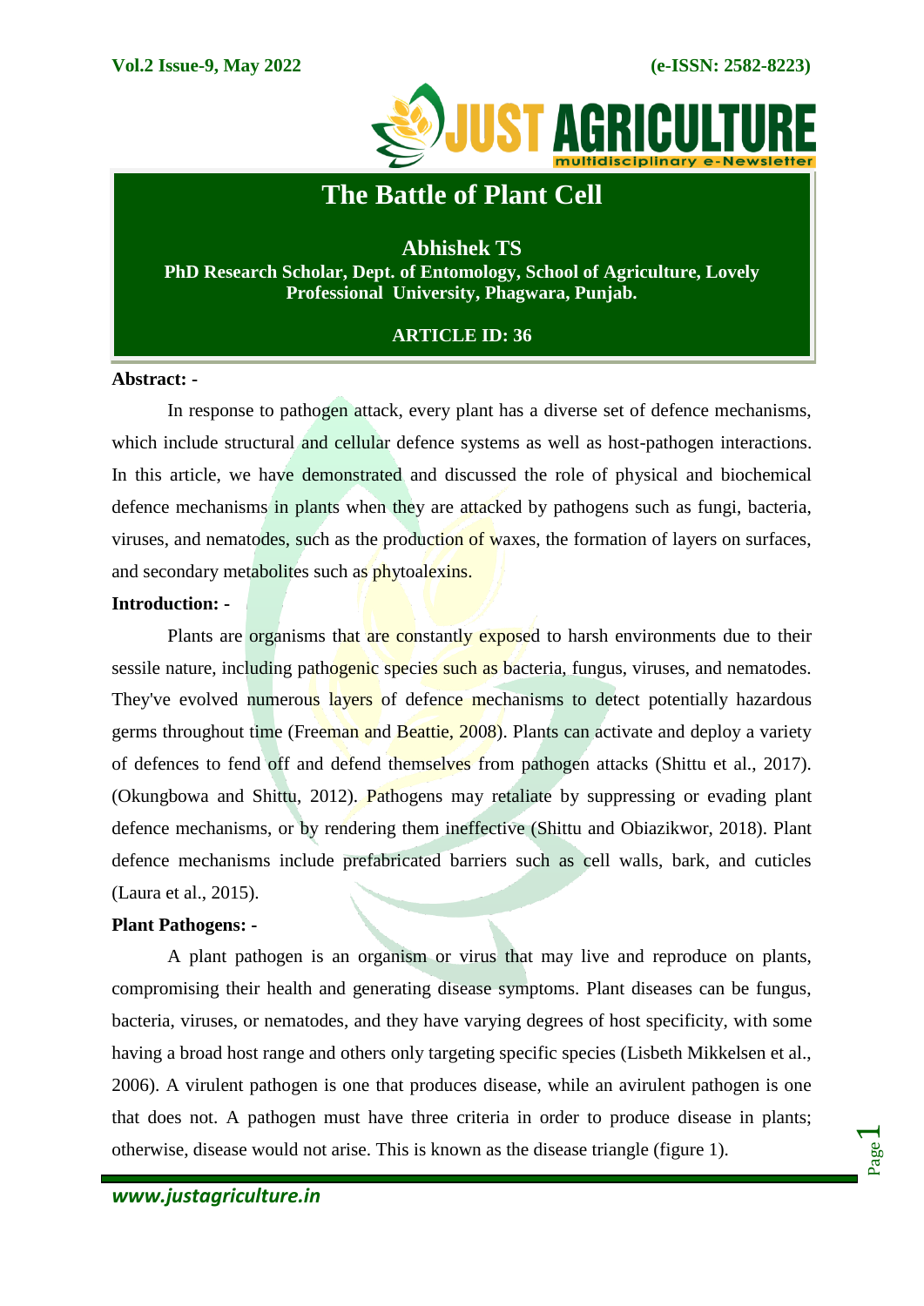# The Battle of Plant Cell

**Abhishek TS**

**PhD Research Scholar, Dept. of Entomology, School of Agriculture, Lovely Professional University, Phagwara, Punjab.**

**ARTICLE ID: 36**

**Abstract: -**

In response to pathogen attack, every plant has a diverse set of defence mechanisms, which include structural and cellular defence systems as well as host-pathogen interactions. In this article, we have demonstrated and discussed the role of physical and biochemical defence mechanisms in plants when they are attacked by pathogens such as fungi, bacteria, viruses, and nematodes, such as the production of waxes, the formation of layers on surfaces, and secondary metabolites such as phytoalexins.

**Introduction: -**

Plants are organisms that are constantly exposed to harsh environments due to their sessile nature, including pathogenic species such as bacteria, fungus, viruses, and nematodes. They've evolved numerous layers of defence mechanisms to detect potentially hazardous germs throughout time (Freeman and Beattie, 2008). Plants can activate and deploy a variety of defences to fend off and defend themselves from pathogen attacks (Shittu et al., 2017). (Okungbowa and Shittu, 2012). Pathogens may retaliate by suppressing or evading plant defence mechanisms, or by rendering them ineffective (Shittu and Obiazikwor, 2018). Plant defence mechanisms include prefabricated barriers such as cell walls, bark, and cuticles (Laura et al., 2015).

**Plant Pathogens: -**

A plant pathogen is an organism or virus that may live and reproduce on plants, compromising their health and generating disease symptoms. Plant diseases can be fungus, bacteria, viruses, or nematodes, and they have varying degrees of host specificity, with some having a broad host range and others only targeting specific species (Lisbeth Mikkelsen et al., 2006). A virulent pathogen is one that produces disease, while an avirulent pathogen is one that does not. A pathogen must have three criteria in order to produce disease in plants; otherwise, disease would not arise. This is known as the disease triangle (figure 1).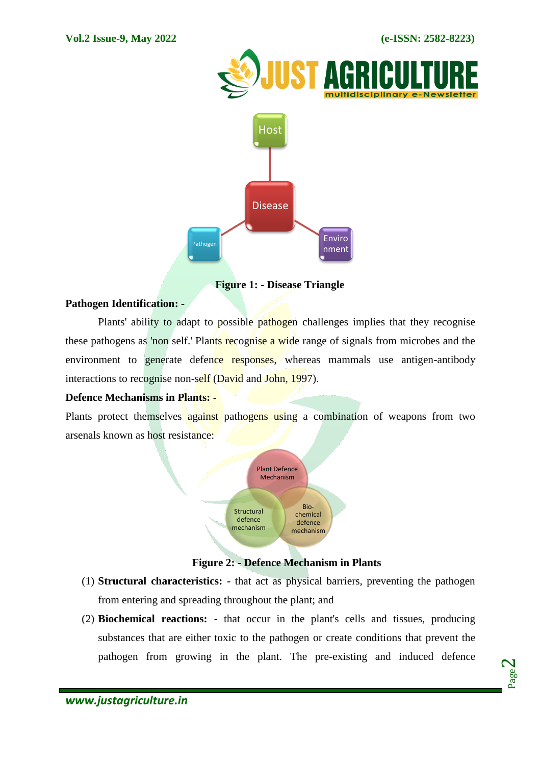Figure 1: - Disease Triangle

**Pathogen Identification: -**

Plants' ability to adapt to possible pathogen challenges implies that they recognise these pathogens as 'non self.' Plants recognise a wide range of signals from microbes and the environment to generate defence responses, whereas mammals use antigen-antibody interactions to recognise non-self (David and John, 1997).

**Defence Mechanisms in Plants: -**

Plants protect themselves against pathogens using a combination of weapons from two arsenals known as host resistance:

Figure 2: - Defence Mechanism in Plants

(1) **Structural characteristics:** - that act as physical barriers, preventing the pathogen from entering and spreading throughout the plant; and

(2) **Biochemical reactions:** - that occur in the plant's cells and tissues, producing substances that are either toxic to the pathogen or create conditions that prevent the pathogen from growing in the plant. The pre-existing and induced defence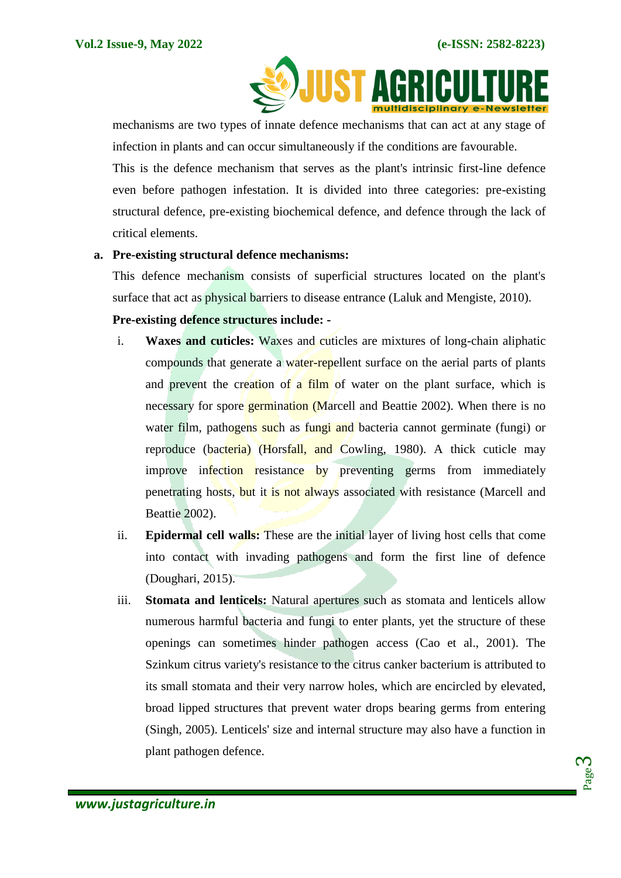mechanisms are two types of innate defence mechanisms that can act at any stage of infection in plants and can occur simultaneously if the conditions are favourable.

This is the defence mechanism that serves as the plant's intrinsic first-line defence even before pathogen infestation. It is divided into three categories: pre-existing structural defence, pre-existing biochemical defence, and defence through the lack of critical elements.

**a. Pre-existing structural defence mechanisms:**

This defence mechanism consists of superficial structures located on the plant's surface that act as physical barriers to disease entrance (Laluk and Mengiste, 2010).

**Pre-existing defence structures include: -**

i. **Waxes and cuticles:** Waxes and cuticles are mixtures of long-chain aliphatic compounds that generate a water-repellent surface on the aerial parts of plants and prevent the creation of a film of water on the plant surface, which is necessary for spore germination (Marcell and Beattie 2002). When there is no water film, pathogens such as fungi and bacteria cannot germinate (fungi) or reproduce (bacteria) (Horsfall, and Cowling, 1980). A thick cuticle may improve infection resistance by preventing germs from immediately penetrating hosts, but it is not always associated with resistance (Marcell and Beattie 2002).

ii. **Epidermal cell walls:** These are the initial layer of living host cells that come into contact with invading pathogens and form the first line of defence (Doughari, 2015).

iii. **Stomata and lenticels:** Natural apertures such as stomata and lenticels allow numerous harmful bacteria and fungi to enter plants, yet the structure of these openings can sometimes hinder pathogen access (Cao et al., 2001). The Szinkum citrus variety's resistance to the citrus canker bacterium is attributed to its small stomata and their very narrow holes, which are encircled by elevated, broad lipped structures that prevent water drops bearing germs from entering (Singh, 2005). Lenticels' size and internal structure may also have a function in plant pathogen defence.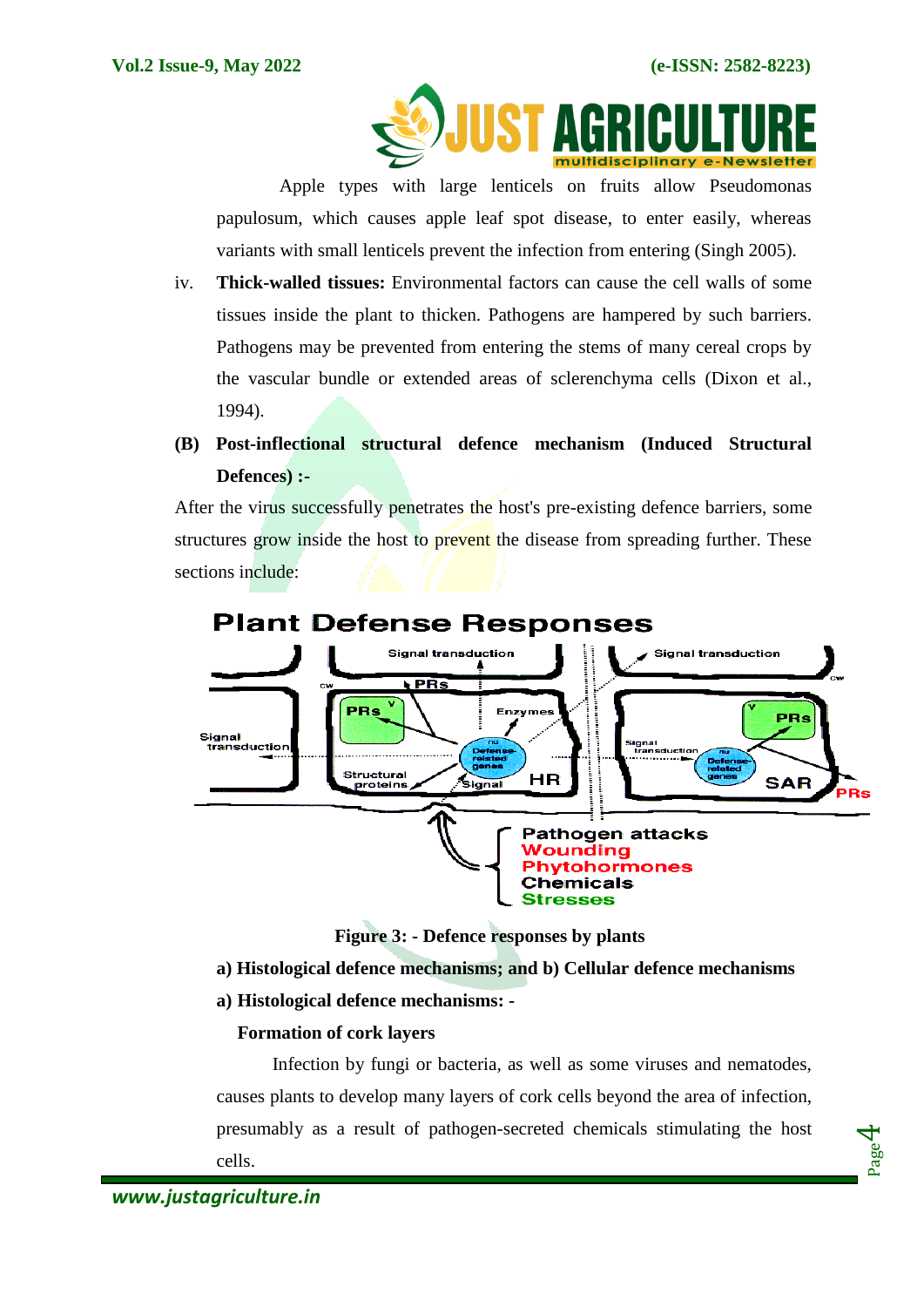Apple types with large lenticels on fruits allow Pseudomonas papulosum, which causes apple leaf spot disease, to enter easily, whereas variants with small lenticels prevent the infection from entering (Singh 2005).

iv. **Thick-walled tissues:** Environmental factors can cause the cell walls of some tissues inside the plant to thicken. Pathogens are hampered by such barriers. Pathogens may be prevented from entering the stems of many cereal crops by the vascular bundle or extended areas of sclerenchyma cells (Dixon et al., 1994).

**(B) Post-inflectional structural defence mechanism (Induced Structural Defences) :-**

After the virus successfully penetrates the host's pre-existing defence barriers, some structures grow inside the host to prevent the disease from spreading further. These sections include:

**Figure 3: - Defence responses by plants**

**a) Histological defence mechanisms; and b) Cellular defence mechanisms**

**a) Histological defence mechanisms: -**

**Formation of cork layers**

Infection by fungi or bacteria, as well as some viruses and nematodes, causes plants to develop many layers of cork cells beyond the area of infection, presumably as a result of pathogen-secreted chemicals stimulating the host cells.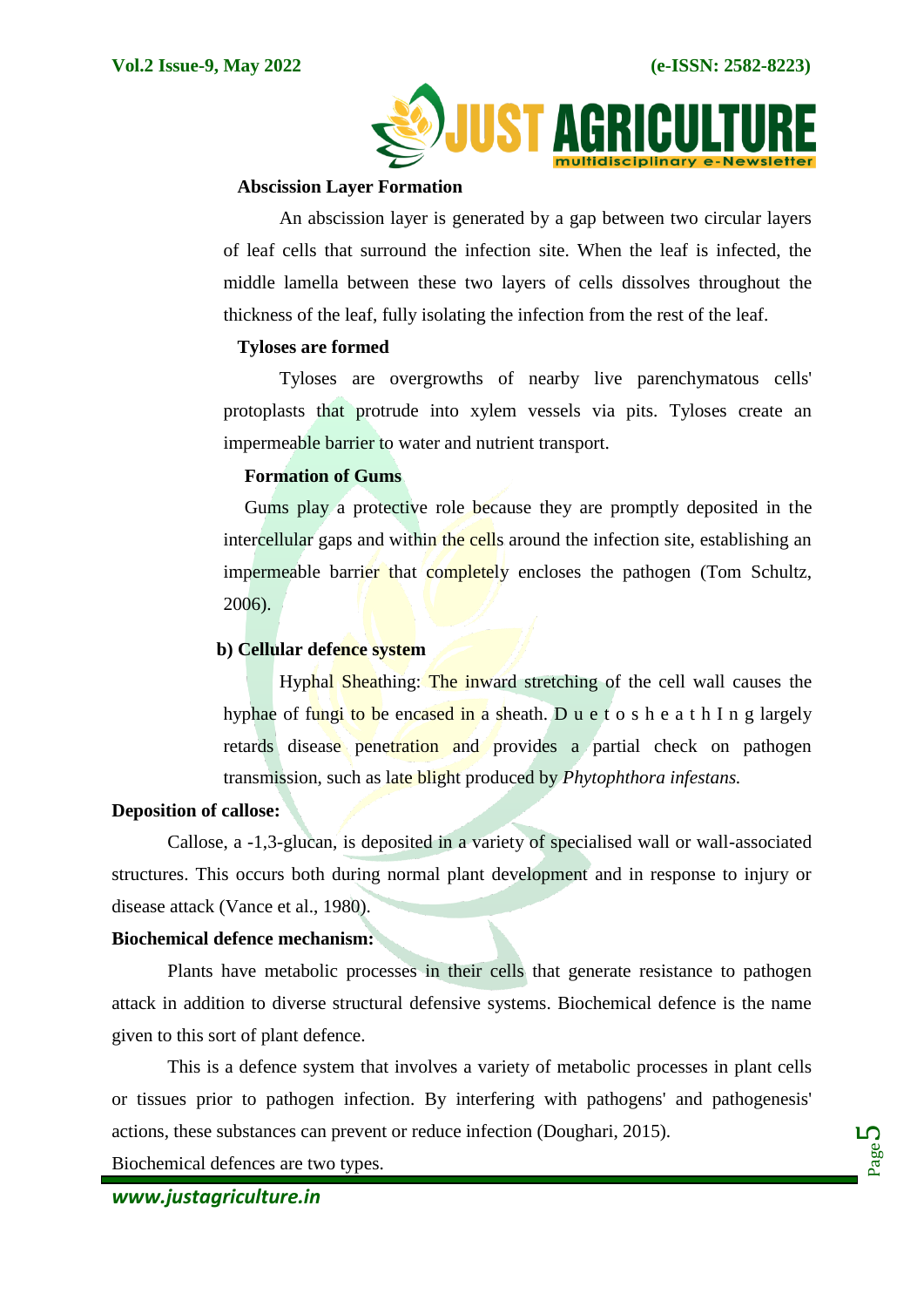**Abscission Layer Formation**

An abscission layer is generated by a gap between two circular layers of leaf cells that surround the infection site. When the leaf is infected, the middle lamella between these two layers of cells dissolves throughout the thickness of the leaf, fully isolating the infection from the rest of the leaf.

**Tyloses are formed**

Tyloses are overgrowths of nearby live parenchymatous cells' protoplasts that protrude into xylem vessels via pits. Tyloses create an impermeable barrier to water and nutrient transport.

**Formation of Gums**

Gums play a protective role because they are promptly deposited in the intercellular gaps and within the cells around the infection site, establishing an impermeable barrier that completely encloses the pathogen (Tom Schultz, 2006).

**b) Cellular defence system**

Hyphal Sheathing: The inward stretching of the cell wall causes the hyphae of fungi to be encased in a sheath. D u e t o s h e a t h I n g largely retards disease penetration and provides a partial check on pathogen transmission, such as late blight produced by *Phytophthora infestans.*

**Deposition of callose:**

Callose, a -1,3-glucan, is deposited in a variety of specialised wall or wall-associated structures. This occurs both during normal plant development and in response to injury or disease attack (Vance et al., 1980).

**Biochemical defence mechanism:**

Plants have metabolic processes in their cells that generate resistance to pathogen attack in addition to diverse structural defensive systems. Biochemical defence is the name given to this sort of plant defence.

This is a defence system that involves a variety of metabolic processes in plant cells or tissues prior to pathogen infection. By interfering with pathogens' and pathogenesis' actions, these substances can prevent or reduce infection (Doughari, 2015).

Biochemical defences are two types.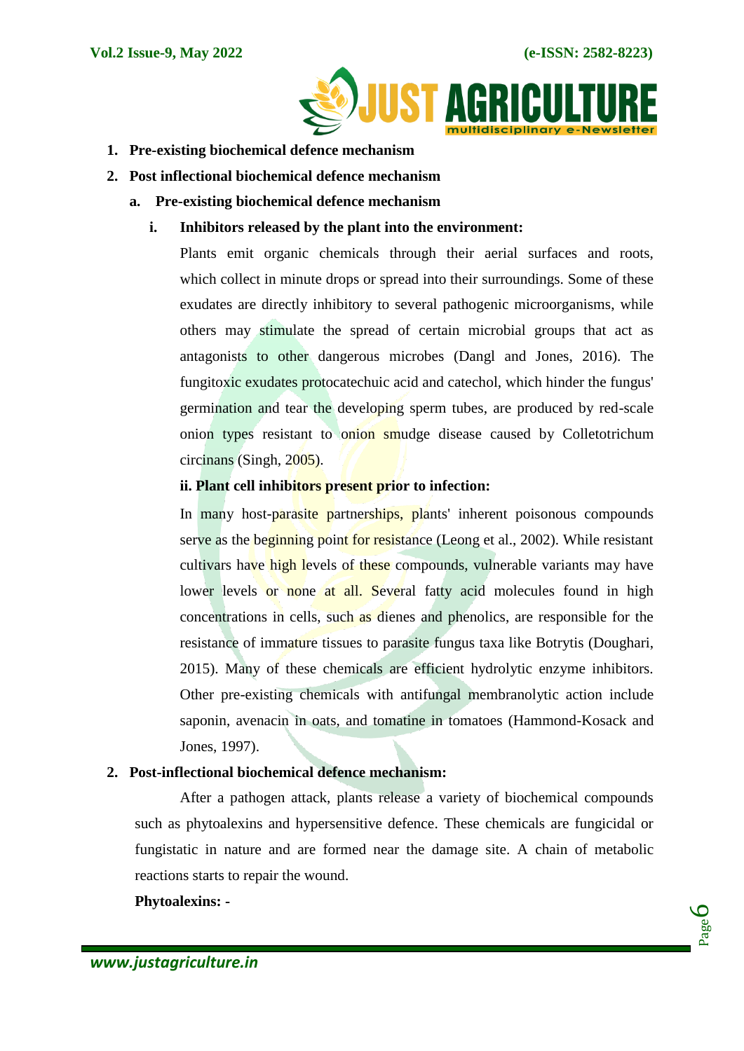1. **Pre-existing biochemical defence mechanism**
2. **Post inflectional biochemical defence mechanism**

   a. **Pre-existing biochemical defence mechanism**

      i. **Inhibitors released by the plant into the environment:**

      Plants emit organic chemicals through their aerial surfaces and roots, which collect in minute drops or spread into their surroundings. Some of these exudates are directly inhibitory to several pathogenic microorganisms, while others may stimulate the spread of certain microbial groups that act as antagonists to other dangerous microbes (Dangl and Jones, 2016). The fungitoxic exudates protocatechuic acid and catechol, which hinder the fungus' germination and tear the developing sperm tubes, are produced by red-scale onion types resistant to onion smudge disease caused by Colletotrichum circinans (Singh, 2005).

      ii. **Plant cell inhibitors present prior to infection:**

      In many host-parasite partnerships, plants' inherent poisonous compounds serve as the beginning point for resistance (Leong et al., 2002). While resistant cultivars have high levels of these compounds, vulnerable variants may have lower levels or none at all. Several fatty acid molecules found in high concentrations in cells, such as dienes and phenolics, are responsible for the resistance of immature tissues to parasite fungus taxa like Botrytis (Doughari, 2015). Many of these chemicals are efficient hydrolytic enzyme inhibitors. Other pre-existing chemicals with antifungal membranolytic action include saponin, avenacin in oats, and tomatine in tomatoes (Hammond-Kosack and Jones, 1997).

2. **Post-inflectional biochemical defence mechanism:**

   After a pathogen attack, plants release a variety of biochemical compounds such as phytoalexins and hypersensitive defence. These chemicals are fungicidal or fungistatic in nature and are formed near the damage site. A chain of metabolic reactions starts to repair the wound.

   **Phytoalexins: -**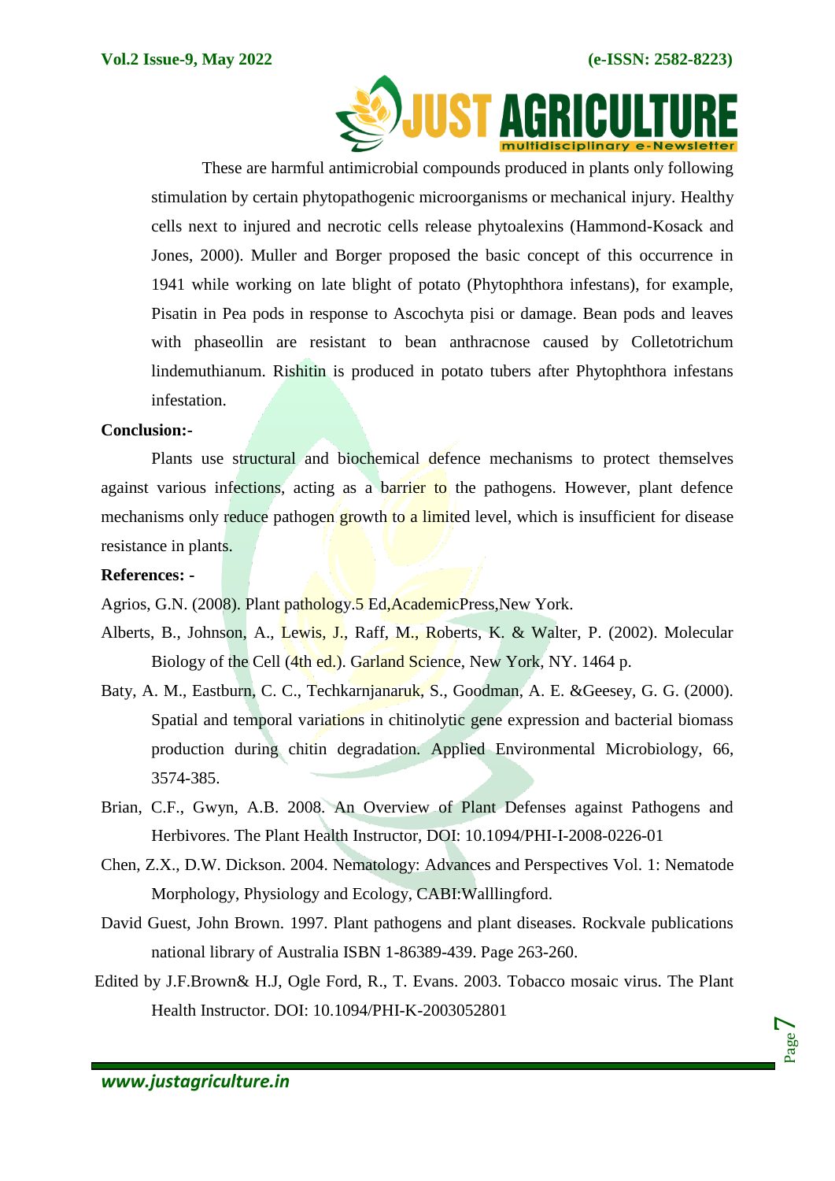These are harmful antimicrobial compounds produced in plants only following stimulation by certain phytopathogenic microorganisms or mechanical injury. Healthy cells next to injured and necrotic cells release phytoalexins (Hammond-Kosack and Jones, 2000). Muller and Borger proposed the basic concept of this occurrence in 1941 while working on late blight of potato (Phytophthora infestans), for example, Pisatin in Pea pods in response to Ascochyta pisi or damage. Bean pods and leaves with phaseollin are resistant to bean anthracnose caused by Colletotrichum lindemuthianum. Rishitin is produced in potato tubers after Phytophthora infestans infestation.

**Conclusion:-**

Plants use structural and biochemical defence mechanisms to protect themselves against various infections, acting as a barrier to the pathogens. However, plant defence mechanisms only reduce pathogen growth to a limited level, which is insufficient for disease resistance in plants.

**References: -**

Agrios, G.N. (2008). Plant pathology.5 Ed,AcademicPress,New York.

Alberts, B., Johnson, A., Lewis, J., Raff, M., Roberts, K. & Walter, P. (2002). Molecular Biology of the Cell (4th ed.). Garland Science, New York, NY. 1464 p.

Baty, A. M., Eastburn, C. C., Techkarnjanaruk, S., Goodman, A. E. &Geesey, G. G. (2000). Spatial and temporal variations in chitinolytic gene expression and bacterial biomass production during chitin degradation. Applied Environmental Microbiology, 66, 3574-385.

Brian, C.F., Gwyn, A.B. 2008. An Overview of Plant Defenses against Pathogens and Herbivores. The Plant Health Instructor, DOI: 10.1094/PHI-I-2008-0226-01

Chen, Z.X., D.W. Dickson. 2004. Nematology: Advances and Perspectives Vol. 1: Nematode Morphology, Physiology and Ecology, CABI:Walllingford.

David Guest, John Brown. 1997. Plant pathogens and plant diseases. Rockvale publications national library of Australia ISBN 1-86389-439. Page 263-260.

Edited by J.F.Brown& H.J, Ogle Ford, R., T. Evans. 2003. Tobacco mosaic virus. The Plant Health Instructor. DOI: 10.1094/PHI-K-2003052801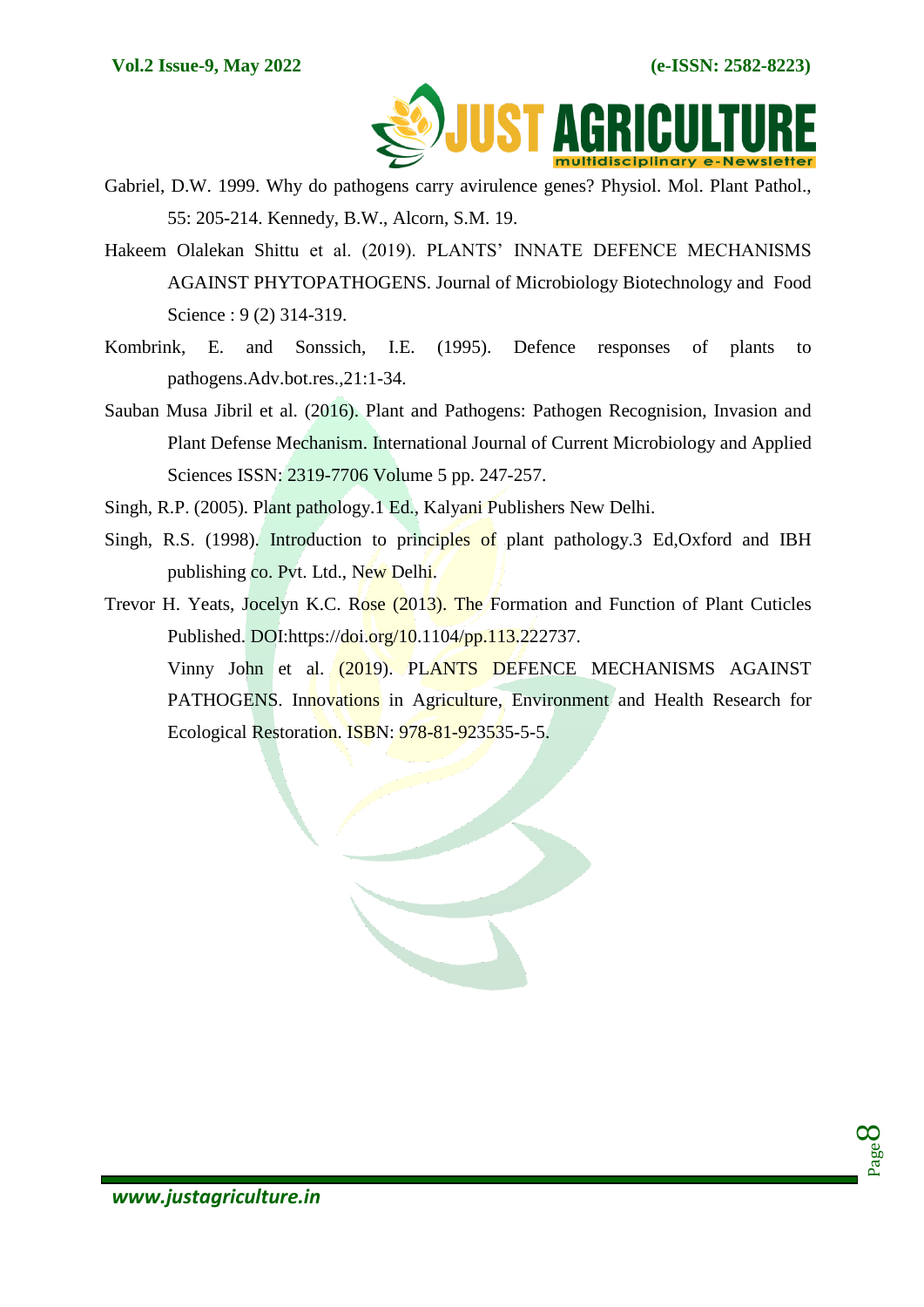Gabriel, D.W. 1999. Why do pathogens carry avirulence genes? Physiol. Mol. Plant Pathol., 55: 205-214. Kennedy, B.W., Alcorn, S.M. 19.

Hakeem Olalekan Shittu et al. (2019). PLANTS' INNATE DEFENCE MECHANISMS AGAINST PHYTOPATHOGENS. Journal of Microbiology Biotechnology and Food Science : 9 (2) 314-319.

Kombrink, E. and Sonssich, I.E. (1995). Defence responses of plants to pathogens.Adv.bot.res.,21:1-34.

Sauban Musa Jibril et al. (2016). Plant and Pathogens: Pathogen Recognision, Invasion and Plant Defense Mechanism. International Journal of Current Microbiology and Applied Sciences ISSN: 2319-7706 Volume 5 pp. 247-257.

Singh, R.P. (2005). Plant pathology.1 Ed., Kalyani Publishers New Delhi.

Singh, R.S. (1998). Introduction to principles of plant pathology.3 Ed,Oxford and IBH publishing co. Pvt. Ltd., New Delhi.

Trevor H. Yeats, Jocelyn K.C. Rose (2013). The Formation and Function of Plant Cuticles Published. DOI:https://doi.org/10.1104/pp.113.222737.

Vinny John et al. (2019). PLANTS DEFENCE MECHANISMS AGAINST PATHOGENS. Innovations in Agriculture, Environment and Health Research for Ecological Restoration. ISBN: 978-81-923535-5-5.